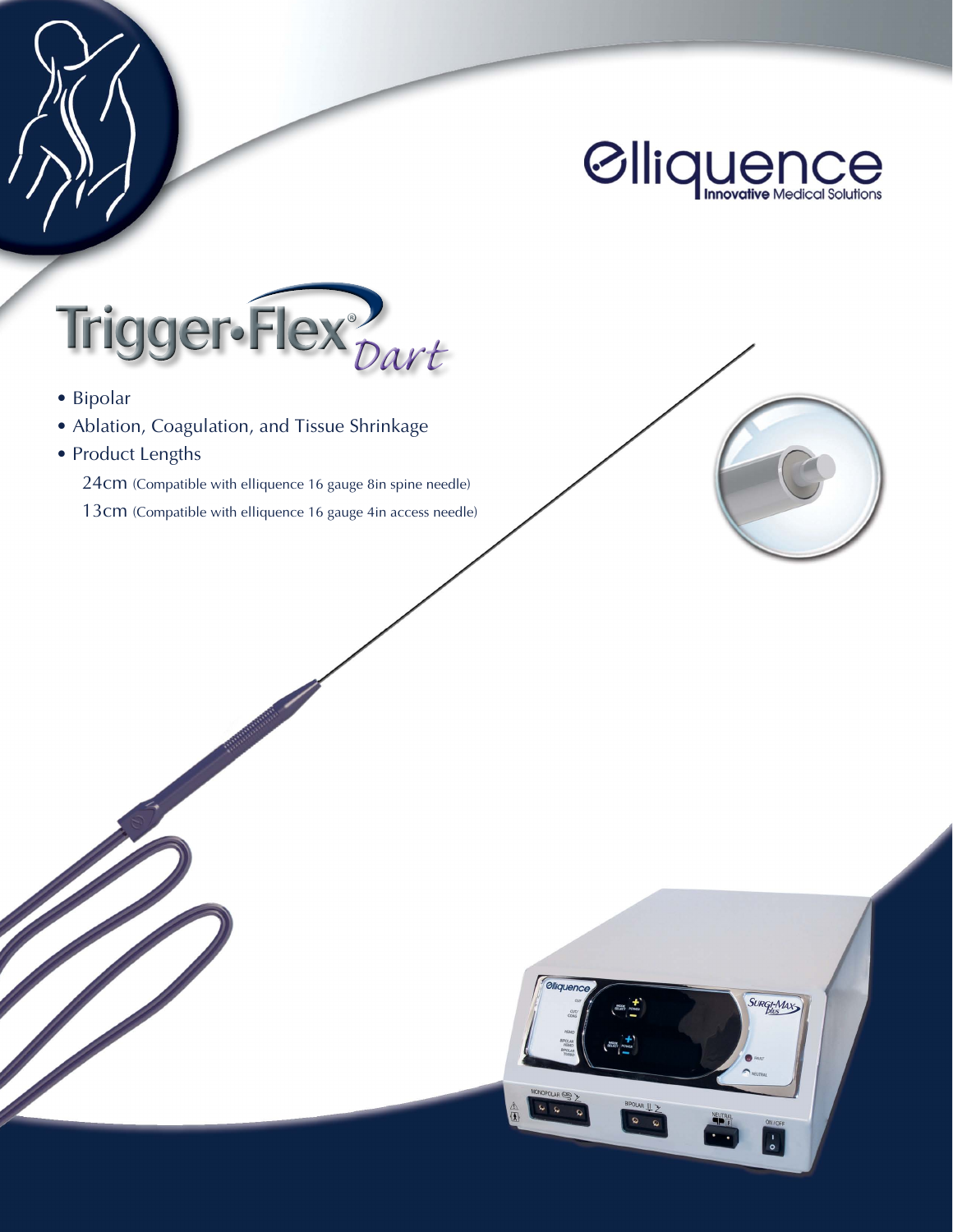Elliquence
Innovative Medical Solutions

# Trigger•Flex® Dart

- Bipolar
- Ablation, Coagulation, and Tissue Shrinkage
- Product Lengths

  24cm (Compatible with elliquence 16 gauge 8in spine needle)

  13cm (Compatible with elliquence 16 gauge 4in access needle)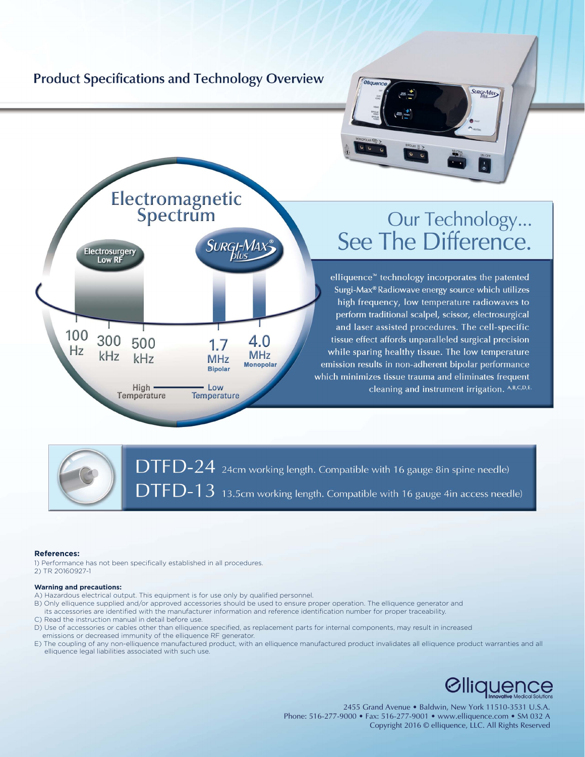## Product Specifications and Technology Overview

Electromagnetic Spectrum

Electrosurgery Low RF

SURGI-MAX® plus

100 Hz
300 kHz
500 kHz
1.7 MHz Bipolar
4.0 MHz Monopolar

High Temperature — Low Temperature

# Our Technology... See The Difference.

elliquence™ technology incorporates the patented Surgi-Max® Radiowave energy source which utilizes high frequency, low temperature radiowaves to perform traditional scalpel, scissor, electrosurgical and laser assisted procedures. The cell-specific tissue effect affords unparalleled surgical precision while sparing healthy tissue. The low temperature emission results in non-adherent bipolar performance which minimizes tissue trauma and eliminates frequent cleaning and instrument irrigation. [A,B,C,D,E]

**DTFD-24** 24cm working length. Compatible with 16 gauge 8in spine needle)

**DTFD-13** 13.5cm working length. Compatible with 16 gauge 4in access needle)

**References:**

1) Performance has not been specifically established in all procedures.
2) TR 20160927-1

**Warning and precautions:**

A) Hazardous electrical output. This equipment is for use only by qualified personnel.
B) Only elliquence supplied and/or approved accessories should be used to ensure proper operation. The elliquence generator and its accessories are identified with the manufacturer information and reference identification number for proper traceability.
C) Read the instruction manual in detail before use.
D) Use of accessories or cables other than elliquence specified, as replacement parts for internal components, may result in increased emissions or decreased immunity of the elliquence RF generator.
E) The coupling of any non-elliquence manufactured product, with an elliquence manufactured product invalidates all elliquence product warranties and all elliquence legal liabilities associated with such use.

elliquence Innovative Medical Solutions

2455 Grand Avenue • Baldwin, New York 11510-3531 U.S.A.
Phone: 516-277-9000 • Fax: 516-277-9001 • www.elliquence.com • SM 032 A
Copyright 2016 © elliquence, LLC. All Rights Reserved